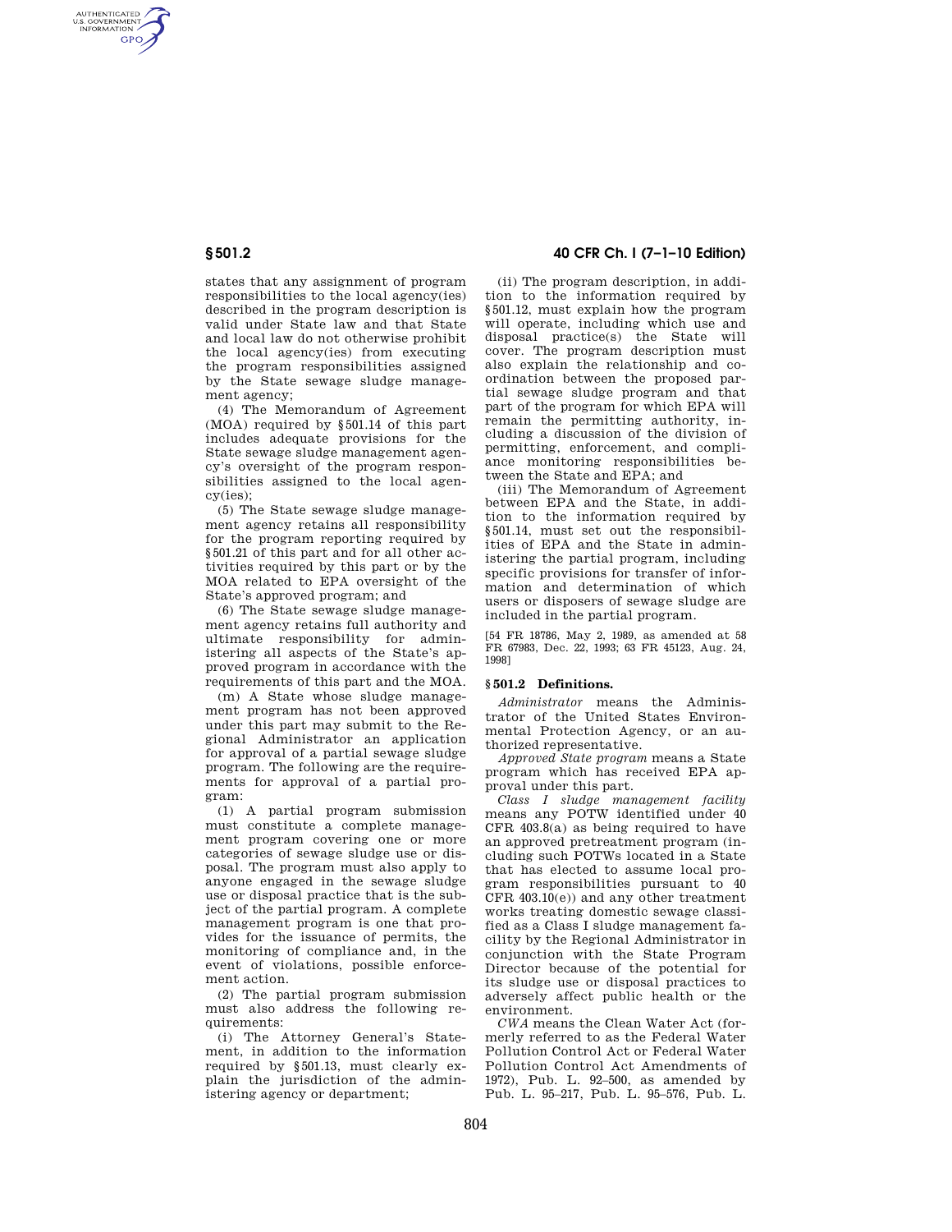states that any assignment of program responsibilities to the local agency(ies) described in the program description is valid under State law and that State and local law do not otherwise prohibit the local agency(ies) from executing the program responsibilities assigned by the State sewage sludge management agency;

(4) The Memorandum of Agreement (MOA) required by §501.14 of this part includes adequate provisions for the State sewage sludge management agency's oversight of the program responsibilities assigned to the local agency(ies);

(5) The State sewage sludge management agency retains all responsibility for the program reporting required by §501.21 of this part and for all other activities required by this part or by the MOA related to EPA oversight of the State's approved program; and

(6) The State sewage sludge management agency retains full authority and ultimate responsibility for administering all aspects of the State's approved program in accordance with the requirements of this part and the MOA.

(m) A State whose sludge management program has not been approved under this part may submit to the Regional Administrator an application for approval of a partial sewage sludge program. The following are the requirements for approval of a partial program:

(1) A partial program submission must constitute a complete management program covering one or more categories of sewage sludge use or disposal. The program must also apply to anyone engaged in the sewage sludge use or disposal practice that is the subject of the partial program. A complete management program is one that provides for the issuance of permits, the monitoring of compliance and, in the event of violations, possible enforcement action.

(2) The partial program submission must also address the following requirements:

(i) The Attorney General's Statement, in addition to the information required by §501.13, must clearly explain the jurisdiction of the administering agency or department;

(ii) The program description, in addition to the information required by §501.12, must explain how the program will operate, including which use and disposal practice(s) the State will cover. The program description must also explain the relationship and coordination between the proposed partial sewage sludge program and that part of the program for which EPA will remain the permitting authority, including a discussion of the division of permitting, enforcement, and compliance monitoring responsibilities between the State and EPA; and

(iii) The Memorandum of Agreement between EPA and the State, in addition to the information required by §501.14, must set out the responsibilities of EPA and the State in administering the partial program, including specific provisions for transfer of information and determination of which users or disposers of sewage sludge are included in the partial program.

[54 FR 18786, May 2, 1989, as amended at 58 FR 67983, Dec. 22, 1993; 63 FR 45123, Aug. 24, 1998]

## §501.2 Definitions.

*Administrator* means the Administrator of the United States Environmental Protection Agency, or an authorized representative.

*Approved State program* means a State program which has received EPA approval under this part.

*Class I sludge management facility* means any POTW identified under 40 CFR 403.8(a) as being required to have an approved pretreatment program (including such POTWs located in a State that has elected to assume local program responsibilities pursuant to 40 CFR 403.10(e)) and any other treatment works treating domestic sewage classified as a Class I sludge management facility by the Regional Administrator in conjunction with the State Program Director because of the potential for its sludge use or disposal practices to adversely affect public health or the environment.

*CWA* means the Clean Water Act (formerly referred to as the Federal Water Pollution Control Act or Federal Water Pollution Control Act Amendments of 1972), Pub. L. 92–500, as amended by Pub. L. 95–217, Pub. L. 95–576, Pub. L.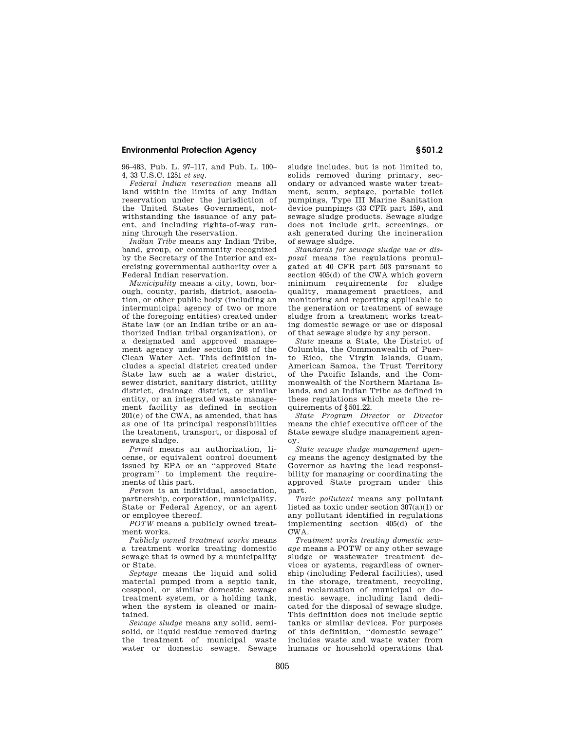96–483, Pub. L. 97–117, and Pub. L. 100–4, 33 U.S.C. 1251 *et seq.*

*Federal Indian reservation* means all land within the limits of any Indian reservation under the jurisdiction of the United States Government, notwithstanding the issuance of any patent, and including rights-of-way running through the reservation.

*Indian Tribe* means any Indian Tribe, band, group, or community recognized by the Secretary of the Interior and exercising governmental authority over a Federal Indian reservation.

*Municipality* means a city, town, borough, county, parish, district, association, or other public body (including an intermunicipal agency of two or more of the foregoing entities) created under State law (or an Indian tribe or an authorized Indian tribal organization), or a designated and approved management agency under section 208 of the Clean Water Act. This definition includes a special district created under State law such as a water district, sewer district, sanitary district, utility district, drainage district, or similar entity, or an integrated waste management facility as defined in section 201(e) of the CWA, as amended, that has as one of its principal responsibilities the treatment, transport, or disposal of sewage sludge.

*Permit* means an authorization, license, or equivalent control document issued by EPA or an "approved State program" to implement the requirements of this part.

*Person* is an individual, association, partnership, corporation, municipality, State or Federal Agency, or an agent or employee thereof.

*POTW* means a publicly owned treatment works.

*Publicly owned treatment works* means a treatment works treating domestic sewage that is owned by a municipality or State.

*Septage* means the liquid and solid material pumped from a septic tank, cesspool, or similar domestic sewage treatment system, or a holding tank, when the system is cleaned or maintained.

*Sewage sludge* means any solid, semi-solid, or liquid residue removed during the treatment of municipal waste water or domestic sewage. Sewage sludge includes, but is not limited to, solids removed during primary, secondary or advanced waste water treatment, scum, septage, portable toilet pumpings, Type III Marine Sanitation device pumpings (33 CFR part 159), and sewage sludge products. Sewage sludge does not include grit, screenings, or ash generated during the incineration of sewage sludge.

*Standards for sewage sludge use or disposal* means the regulations promulgated at 40 CFR part 503 pursuant to section 405(d) of the CWA which govern minimum requirements for sludge quality, management practices, and monitoring and reporting applicable to the generation or treatment of sewage sludge from a treatment works treating domestic sewage or use or disposal of that sewage sludge by any person.

*State* means a State, the District of Columbia, the Commonwealth of Puerto Rico, the Virgin Islands, Guam, American Samoa, the Trust Territory of the Pacific Islands, and the Commonwealth of the Northern Mariana Islands, and an Indian Tribe as defined in these regulations which meets the requirements of §501.22.

*State Program Director* or *Director* means the chief executive officer of the State sewage sludge management agency.

*State sewage sludge management agency* means the agency designated by the Governor as having the lead responsibility for managing or coordinating the approved State program under this part.

*Toxic pollutant* means any pollutant listed as toxic under section 307(a)(1) or any pollutant identified in regulations implementing section 405(d) of the CWA.

*Treatment works treating domestic sewage* means a POTW or any other sewage sludge or wastewater treatment devices or systems, regardless of ownership (including Federal facilities), used in the storage, treatment, recycling, and reclamation of municipal or domestic sewage, including land dedicated for the disposal of sewage sludge. This definition does not include septic tanks or similar devices. For purposes of this definition, "domestic sewage" includes waste and waste water from humans or household operations that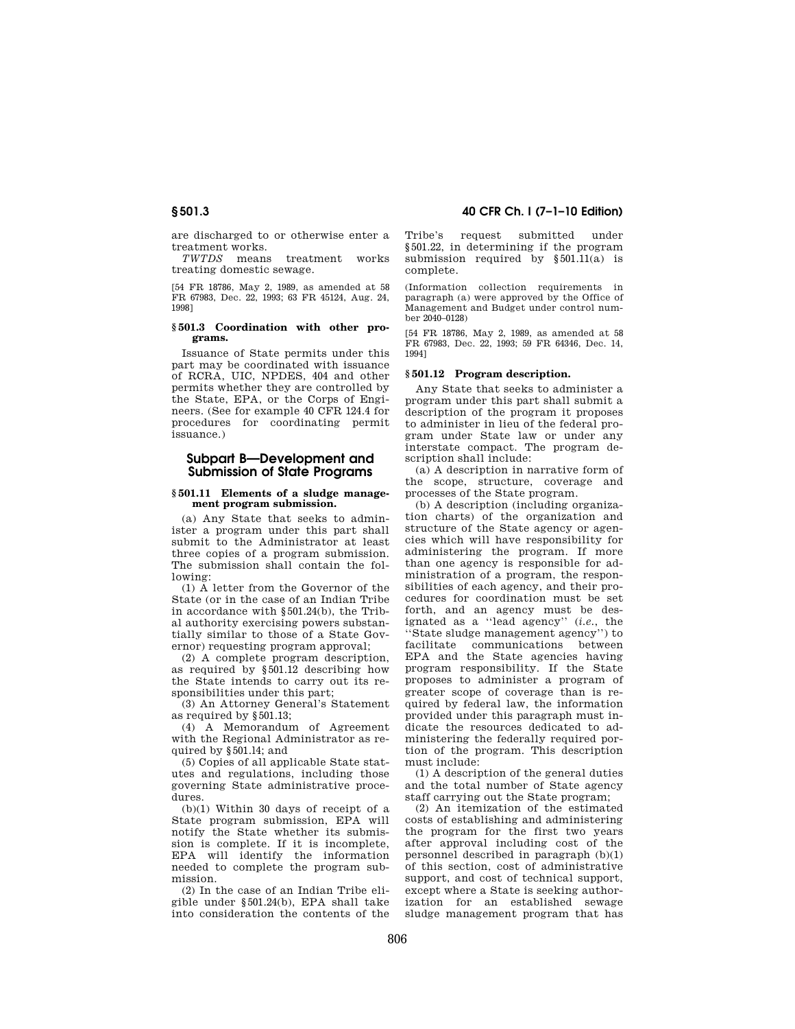are discharged to or otherwise enter a treatment works.

*TWTDS* means treatment works treating domestic sewage.

[54 FR 18786, May 2, 1989, as amended at 58 FR 67983, Dec. 22, 1993; 63 FR 45124, Aug. 24, 1998]

### § 501.3 Coordination with other programs.

Issuance of State permits under this part may be coordinated with issuance of RCRA, UIC, NPDES, 404 and other permits whether they are controlled by the State, EPA, or the Corps of Engineers. (See for example 40 CFR 124.4 for procedures for coordinating permit issuance.)

## Subpart B—Development and Submission of State Programs

### § 501.11 Elements of a sludge management program submission.

(a) Any State that seeks to administer a program under this part shall submit to the Administrator at least three copies of a program submission. The submission shall contain the following:

(1) A letter from the Governor of the State (or in the case of an Indian Tribe in accordance with § 501.24(b), the Tribal authority exercising powers substantially similar to those of a State Governor) requesting program approval;

(2) A complete program description, as required by § 501.12 describing how the State intends to carry out its responsibilities under this part;

(3) An Attorney General's Statement as required by § 501.13;

(4) A Memorandum of Agreement with the Regional Administrator as required by § 501.14; and

(5) Copies of all applicable State statutes and regulations, including those governing State administrative procedures.

(b)(1) Within 30 days of receipt of a State program submission, EPA will notify the State whether its submission is complete. If it is incomplete, EPA will identify the information needed to complete the program submission.

(2) In the case of an Indian Tribe eligible under § 501.24(b), EPA shall take into consideration the contents of the Tribe's request submitted under § 501.22, in determining if the program submission required by § 501.11(a) is complete.

(Information collection requirements in paragraph (a) were approved by the Office of Management and Budget under control number 2040–0128)

[54 FR 18786, May 2, 1989, as amended at 58 FR 67983, Dec. 22, 1993; 59 FR 64346, Dec. 14, 1994]

### § 501.12 Program description.

Any State that seeks to administer a program under this part shall submit a description of the program it proposes to administer in lieu of the federal program under State law or under any interstate compact. The program description shall include:

(a) A description in narrative form of the scope, structure, coverage and processes of the State program.

(b) A description (including organization charts) of the organization and structure of the State agency or agencies which will have responsibility for administering the program. If more than one agency is responsible for administration of a program, the responsibilities of each agency, and their procedures for coordination must be set forth, and an agency must be designated as a "lead agency" (*i.e.*, the "State sludge management agency") to facilitate communications between EPA and the State agencies having program responsibility. If the State proposes to administer a program of greater scope of coverage than is required by federal law, the information provided under this paragraph must indicate the resources dedicated to administering the federally required portion of the program. This description must include:

(1) A description of the general duties and the total number of State agency staff carrying out the State program;

(2) An itemization of the estimated costs of establishing and administering the program for the first two years after approval including cost of the personnel described in paragraph (b)(1) of this section, cost of administrative support, and cost of technical support, except where a State is seeking authorization for an established sewage sludge management program that has